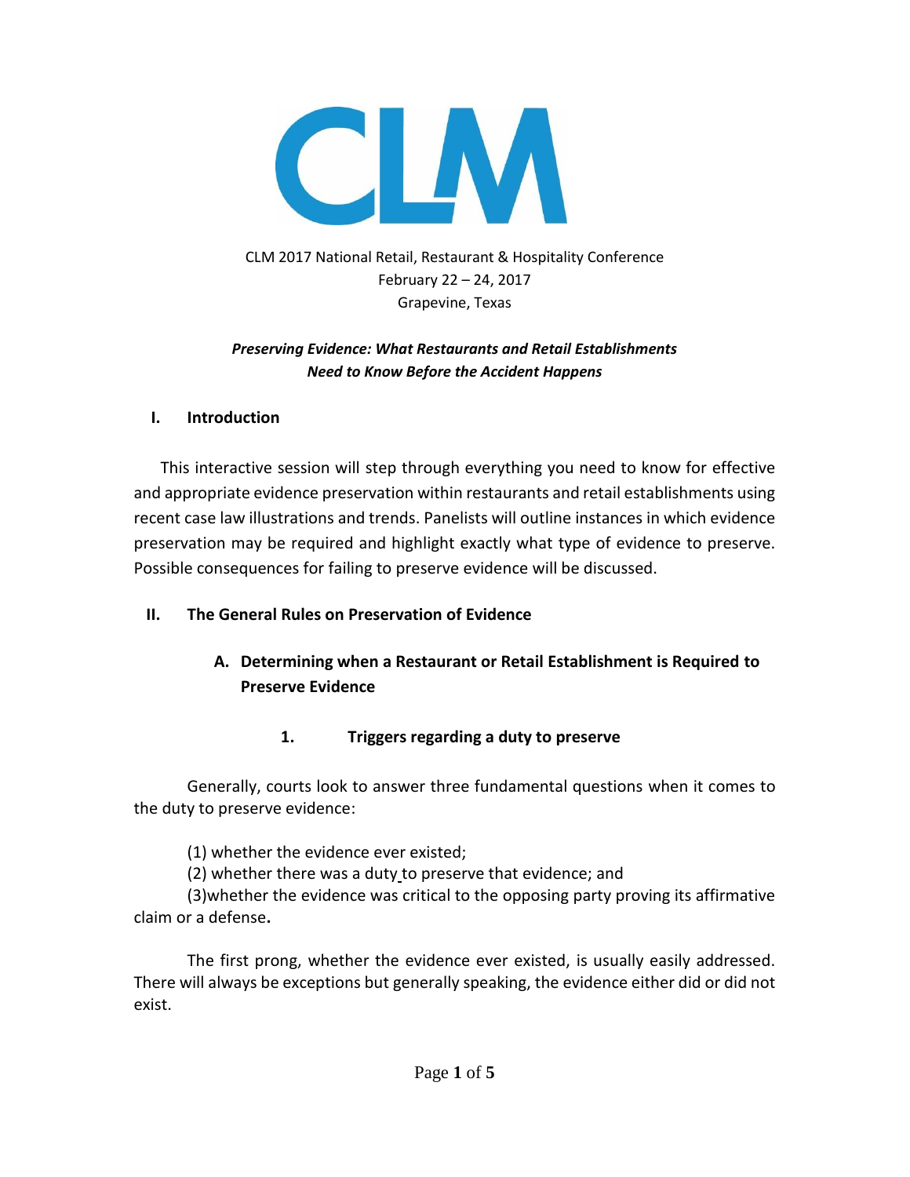CLM

CLM 2017 National Retail, Restaurant & Hospitality Conference
February 22 – 24, 2017
Grapevine, Texas

***Preserving Evidence: What Restaurants and Retail Establishments Need to Know Before the Accident Happens***

## I. Introduction

This interactive session will step through everything you need to know for effective and appropriate evidence preservation within restaurants and retail establishments using recent case law illustrations and trends. Panelists will outline instances in which evidence preservation may be required and highlight exactly what type of evidence to preserve. Possible consequences for failing to preserve evidence will be discussed.

## II. The General Rules on Preservation of Evidence

### A. Determining when a Restaurant or Retail Establishment is Required to Preserve Evidence

#### 1. Triggers regarding a duty to preserve

Generally, courts look to answer three fundamental questions when it comes to the duty to preserve evidence:

(1) whether the evidence ever existed;
(2) whether there was a duty to preserve that evidence; and
(3)whether the evidence was critical to the opposing party proving its affirmative claim or a defense.

The first prong, whether the evidence ever existed, is usually easily addressed. There will always be exceptions but generally speaking, the evidence either did or did not exist.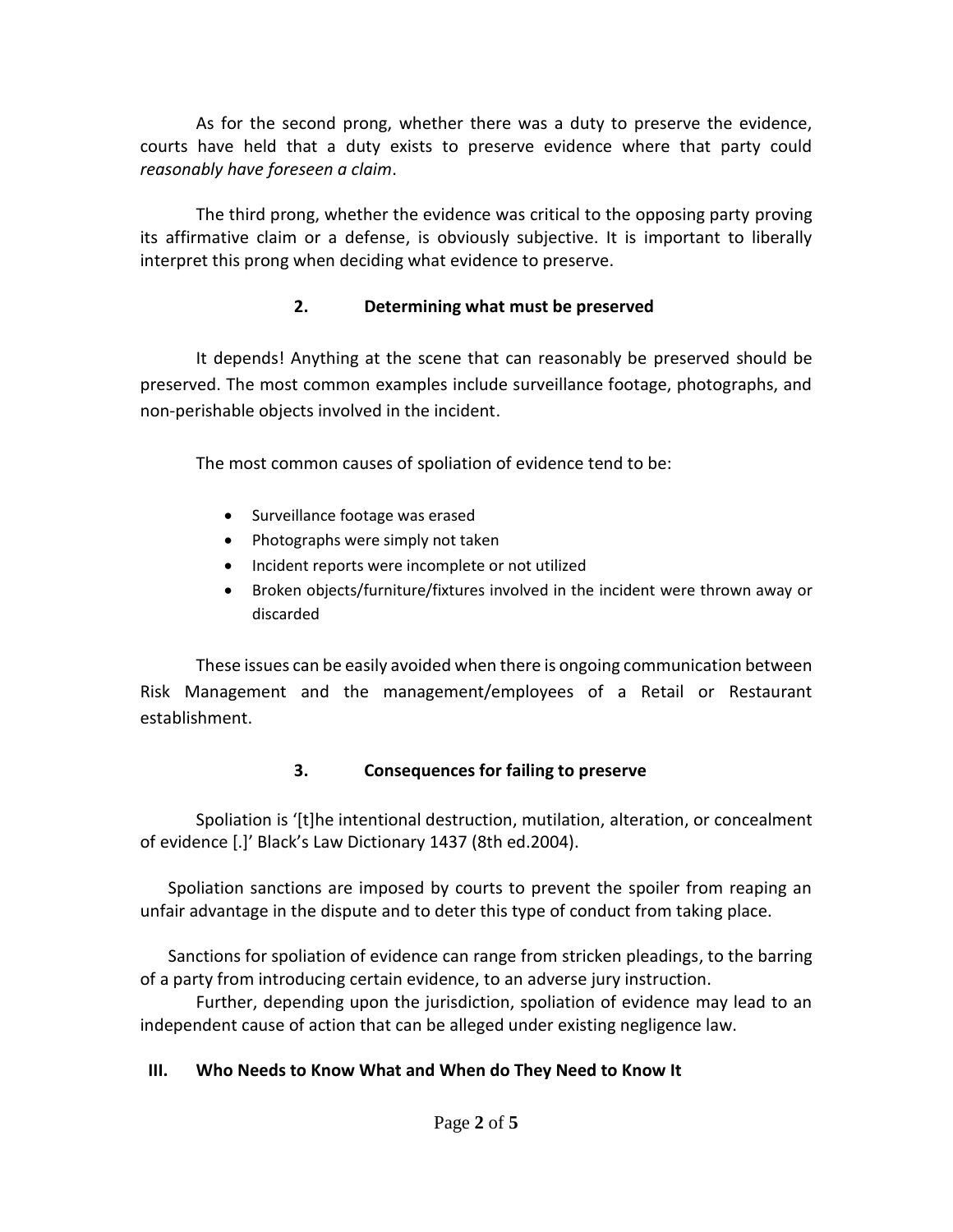As for the second prong, whether there was a duty to preserve the evidence, courts have held that a duty exists to preserve evidence where that party could *reasonably have foreseen a claim*.

The third prong, whether the evidence was critical to the opposing party proving its affirmative claim or a defense, is obviously subjective. It is important to liberally interpret this prong when deciding what evidence to preserve.

### 2. Determining what must be preserved

It depends! Anything at the scene that can reasonably be preserved should be preserved. The most common examples include surveillance footage, photographs, and non-perishable objects involved in the incident.

The most common causes of spoliation of evidence tend to be:

- Surveillance footage was erased
- Photographs were simply not taken
- Incident reports were incomplete or not utilized
- Broken objects/furniture/fixtures involved in the incident were thrown away or discarded

These issues can be easily avoided when there is ongoing communication between Risk Management and the management/employees of a Retail or Restaurant establishment.

### 3. Consequences for failing to preserve

Spoliation is '[t]he intentional destruction, mutilation, alteration, or concealment of evidence [.]' Black's Law Dictionary 1437 (8th ed.2004).

Spoliation sanctions are imposed by courts to prevent the spoiler from reaping an unfair advantage in the dispute and to deter this type of conduct from taking place.

Sanctions for spoliation of evidence can range from stricken pleadings, to the barring of a party from introducing certain evidence, to an adverse jury instruction.

Further, depending upon the jurisdiction, spoliation of evidence may lead to an independent cause of action that can be alleged under existing negligence law.

## III. Who Needs to Know What and When do They Need to Know It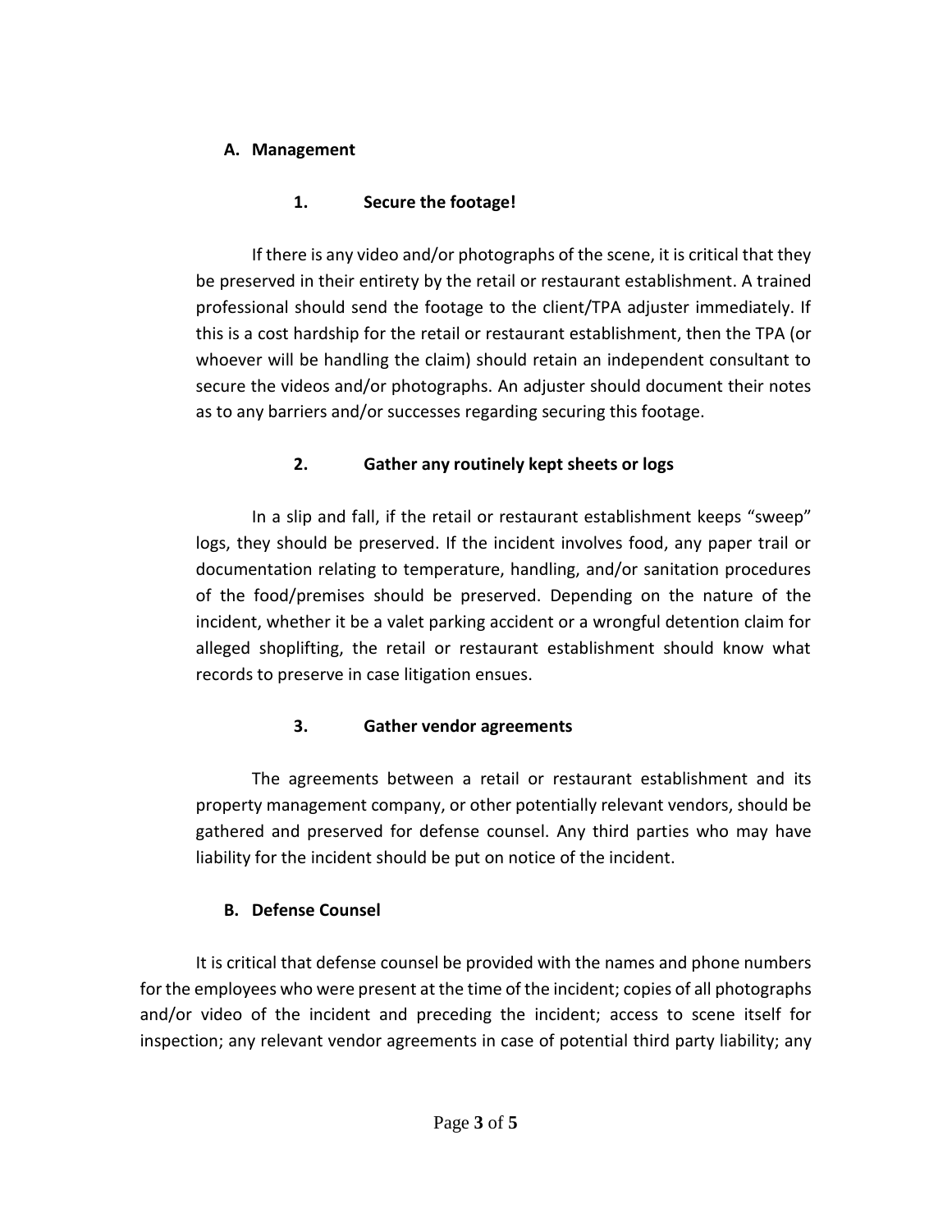### A. Management

#### 1. Secure the footage!

If there is any video and/or photographs of the scene, it is critical that they be preserved in their entirety by the retail or restaurant establishment. A trained professional should send the footage to the client/TPA adjuster immediately. If this is a cost hardship for the retail or restaurant establishment, then the TPA (or whoever will be handling the claim) should retain an independent consultant to secure the videos and/or photographs. An adjuster should document their notes as to any barriers and/or successes regarding securing this footage.

#### 2. Gather any routinely kept sheets or logs

In a slip and fall, if the retail or restaurant establishment keeps "sweep" logs, they should be preserved. If the incident involves food, any paper trail or documentation relating to temperature, handling, and/or sanitation procedures of the food/premises should be preserved. Depending on the nature of the incident, whether it be a valet parking accident or a wrongful detention claim for alleged shoplifting, the retail or restaurant establishment should know what records to preserve in case litigation ensues.

#### 3. Gather vendor agreements

The agreements between a retail or restaurant establishment and its property management company, or other potentially relevant vendors, should be gathered and preserved for defense counsel. Any third parties who may have liability for the incident should be put on notice of the incident.

### B. Defense Counsel

It is critical that defense counsel be provided with the names and phone numbers for the employees who were present at the time of the incident; copies of all photographs and/or video of the incident and preceding the incident; access to scene itself for inspection; any relevant vendor agreements in case of potential third party liability; any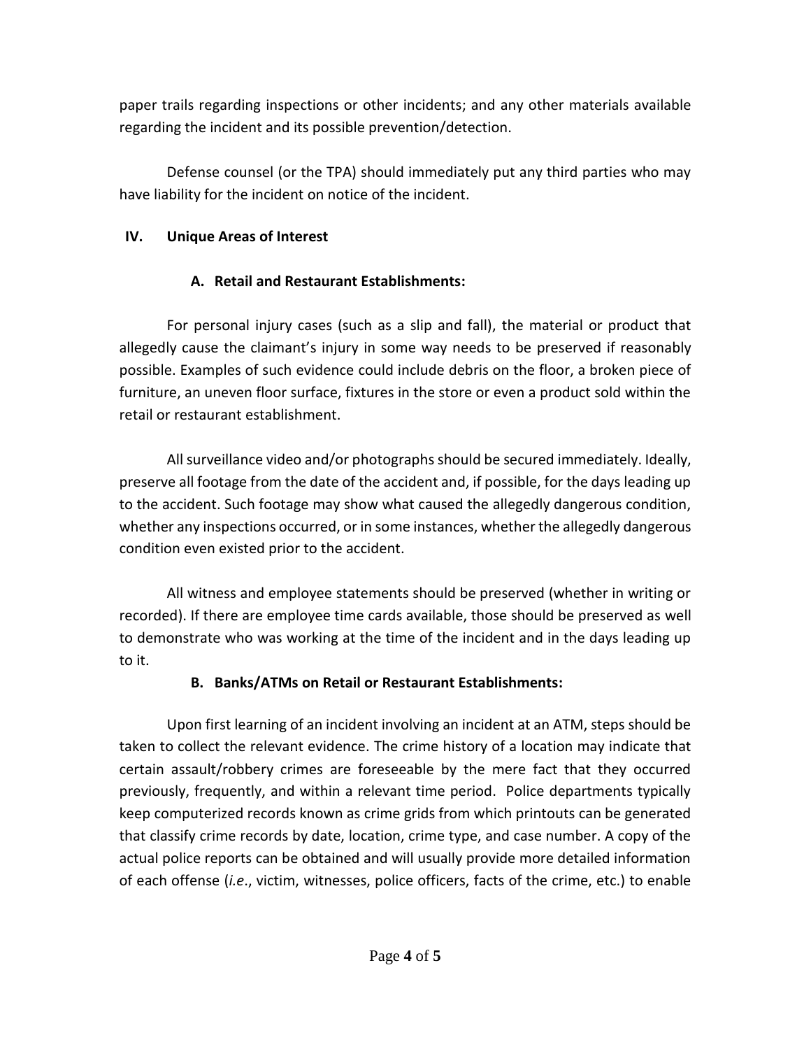paper trails regarding inspections or other incidents; and any other materials available regarding the incident and its possible prevention/detection.

Defense counsel (or the TPA) should immediately put any third parties who may have liability for the incident on notice of the incident.

## IV. Unique Areas of Interest

### A. Retail and Restaurant Establishments:

For personal injury cases (such as a slip and fall), the material or product that allegedly cause the claimant's injury in some way needs to be preserved if reasonably possible. Examples of such evidence could include debris on the floor, a broken piece of furniture, an uneven floor surface, fixtures in the store or even a product sold within the retail or restaurant establishment.

All surveillance video and/or photographs should be secured immediately. Ideally, preserve all footage from the date of the accident and, if possible, for the days leading up to the accident. Such footage may show what caused the allegedly dangerous condition, whether any inspections occurred, or in some instances, whether the allegedly dangerous condition even existed prior to the accident.

All witness and employee statements should be preserved (whether in writing or recorded). If there are employee time cards available, those should be preserved as well to demonstrate who was working at the time of the incident and in the days leading up to it.

### B. Banks/ATMs on Retail or Restaurant Establishments:

Upon first learning of an incident involving an incident at an ATM, steps should be taken to collect the relevant evidence. The crime history of a location may indicate that certain assault/robbery crimes are foreseeable by the mere fact that they occurred previously, frequently, and within a relevant time period. Police departments typically keep computerized records known as crime grids from which printouts can be generated that classify crime records by date, location, crime type, and case number. A copy of the actual police reports can be obtained and will usually provide more detailed information of each offense (*i.e*., victim, witnesses, police officers, facts of the crime, etc.) to enable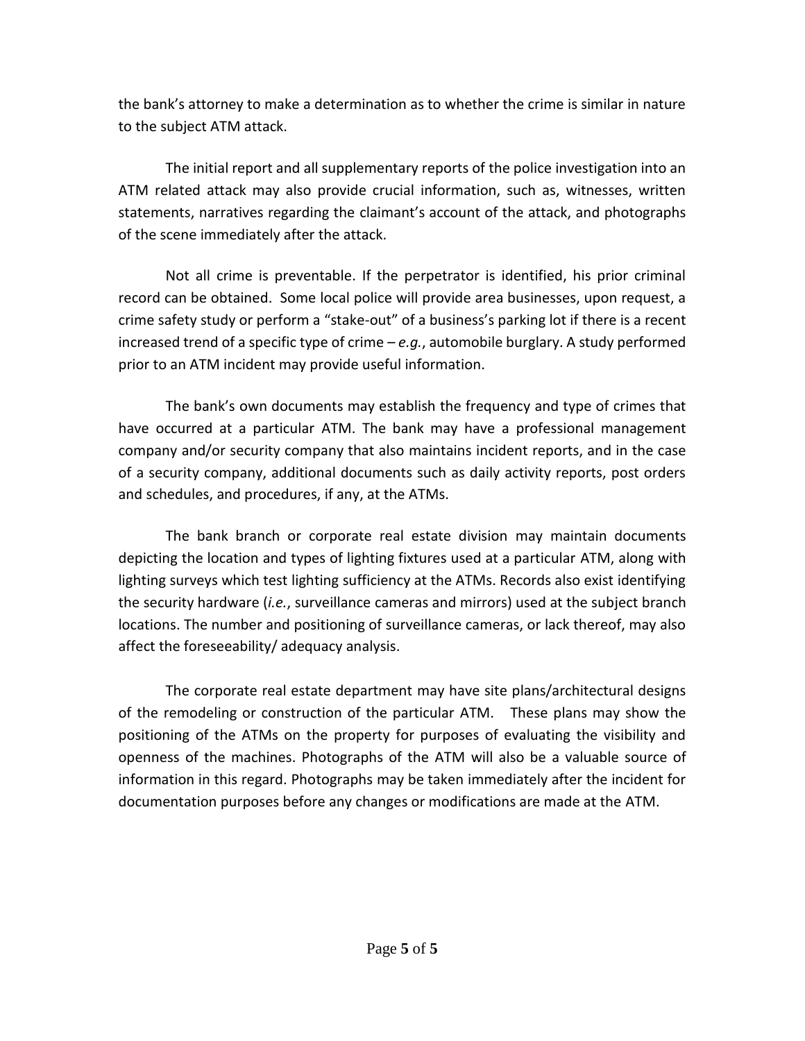the bank's attorney to make a determination as to whether the crime is similar in nature to the subject ATM attack.

The initial report and all supplementary reports of the police investigation into an ATM related attack may also provide crucial information, such as, witnesses, written statements, narratives regarding the claimant's account of the attack, and photographs of the scene immediately after the attack.

Not all crime is preventable. If the perpetrator is identified, his prior criminal record can be obtained. Some local police will provide area businesses, upon request, a crime safety study or perform a "stake-out" of a business's parking lot if there is a recent increased trend of a specific type of crime – *e.g.*, automobile burglary. A study performed prior to an ATM incident may provide useful information.

The bank's own documents may establish the frequency and type of crimes that have occurred at a particular ATM. The bank may have a professional management company and/or security company that also maintains incident reports, and in the case of a security company, additional documents such as daily activity reports, post orders and schedules, and procedures, if any, at the ATMs.

The bank branch or corporate real estate division may maintain documents depicting the location and types of lighting fixtures used at a particular ATM, along with lighting surveys which test lighting sufficiency at the ATMs. Records also exist identifying the security hardware (*i.e.*, surveillance cameras and mirrors) used at the subject branch locations. The number and positioning of surveillance cameras, or lack thereof, may also affect the foreseeability/ adequacy analysis.

The corporate real estate department may have site plans/architectural designs of the remodeling or construction of the particular ATM. These plans may show the positioning of the ATMs on the property for purposes of evaluating the visibility and openness of the machines. Photographs of the ATM will also be a valuable source of information in this regard. Photographs may be taken immediately after the incident for documentation purposes before any changes or modifications are made at the ATM.